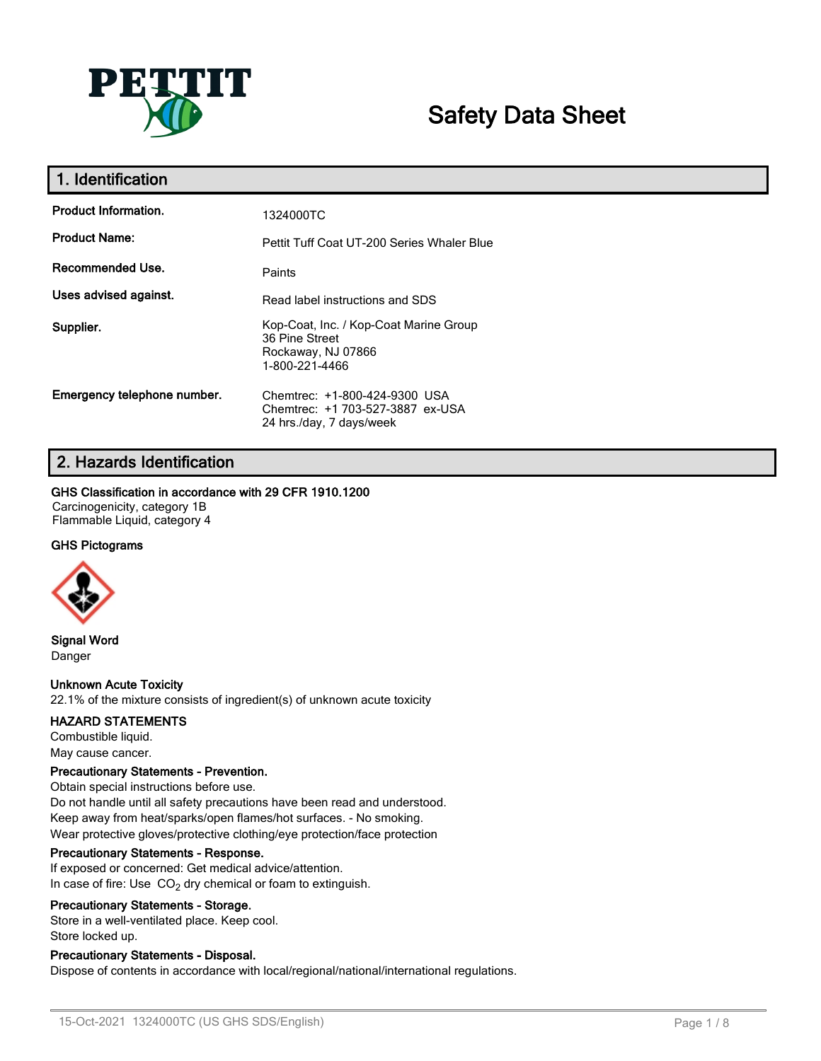# Safety Data Sheet

## 1. Identification

| | |
|---|---|
| **Product Information.** | 1324000TC |
| **Product Name:** | Pettit Tuff Coat UT-200 Series Whaler Blue |
| **Recommended Use.** | Paints |
| **Uses advised against.** | Read label instructions and SDS |
| **Supplier.** | Kop-Coat, Inc. / Kop-Coat Marine Group<br>36 Pine Street<br>Rockaway, NJ 07866<br>1-800-221-4466 |
| **Emergency telephone number.** | Chemtrec: +1-800-424-9300 USA<br>Chemtrec: +1 703-527-3887 ex-USA<br>24 hrs./day, 7 days/week |

## 2. Hazards Identification

**GHS Classification in accordance with 29 CFR 1910.1200**

Carcinogenicity, category 1B
Flammable Liquid, category 4

**GHS Pictograms**

**Signal Word**

Danger

**Unknown Acute Toxicity**

22.1% of the mixture consists of ingredient(s) of unknown acute toxicity

**HAZARD STATEMENTS**

Combustible liquid.
May cause cancer.

**Precautionary Statements - Prevention.**

Obtain special instructions before use.
Do not handle until all safety precautions have been read and understood.
Keep away from heat/sparks/open flames/hot surfaces. - No smoking.
Wear protective gloves/protective clothing/eye protection/face protection

**Precautionary Statements - Response.**

If exposed or concerned: Get medical advice/attention.
In case of fire: Use $CO_2$ dry chemical or foam to extinguish.

**Precautionary Statements - Storage.**

Store in a well-ventilated place. Keep cool.
Store locked up.

**Precautionary Statements - Disposal.**

Dispose of contents in accordance with local/regional/national/international regulations.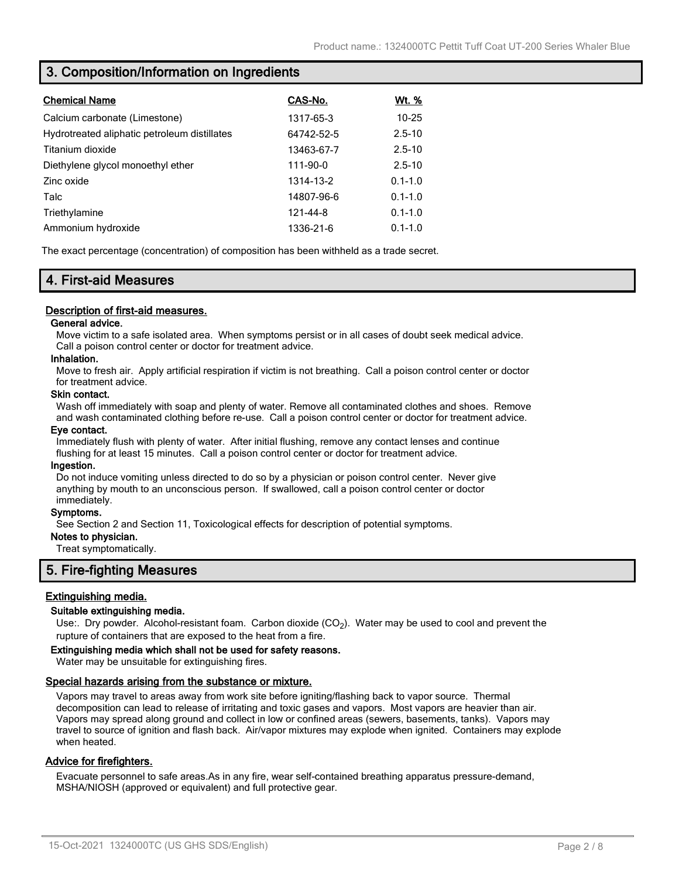## 3. Composition/Information on Ingredients

| Chemical Name | CAS-No. | Wt. % |
|---|---|---|
| Calcium carbonate (Limestone) | 1317-65-3 | 10-25 |
| Hydrotreated aliphatic petroleum distillates | 64742-52-5 | 2.5-10 |
| Titanium dioxide | 13463-67-7 | 2.5-10 |
| Diethylene glycol monoethyl ether | 111-90-0 | 2.5-10 |
| Zinc oxide | 1314-13-2 | 0.1-1.0 |
| Talc | 14807-96-6 | 0.1-1.0 |
| Triethylamine | 121-44-8 | 0.1-1.0 |
| Ammonium hydroxide | 1336-21-6 | 0.1-1.0 |

The exact percentage (concentration) of composition has been withheld as a trade secret.

## 4. First-aid Measures

### Description of first-aid measures.

**General advice.**

Move victim to a safe isolated area. When symptoms persist or in all cases of doubt seek medical advice. Call a poison control center or doctor for treatment advice.

**Inhalation.**

Move to fresh air. Apply artificial respiration if victim is not breathing. Call a poison control center or doctor for treatment advice.

**Skin contact.**

Wash off immediately with soap and plenty of water. Remove all contaminated clothes and shoes. Remove and wash contaminated clothing before re-use. Call a poison control center or doctor for treatment advice.

**Eye contact.**

Immediately flush with plenty of water. After initial flushing, remove any contact lenses and continue flushing for at least 15 minutes. Call a poison control center or doctor for treatment advice.

**Ingestion.**

Do not induce vomiting unless directed to do so by a physician or poison control center. Never give anything by mouth to an unconscious person. If swallowed, call a poison control center or doctor immediately.

**Symptoms.**

See Section 2 and Section 11, Toxicological effects for description of potential symptoms.

**Notes to physician.**

Treat symptomatically.

## 5. Fire-fighting Measures

### Extinguishing media.

**Suitable extinguishing media.**

Use:. Dry powder. Alcohol-resistant foam. Carbon dioxide ($CO_2$). Water may be used to cool and prevent the rupture of containers that are exposed to the heat from a fire.

**Extinguishing media which shall not be used for safety reasons.**

Water may be unsuitable for extinguishing fires.

### Special hazards arising from the substance or mixture.

Vapors may travel to areas away from work site before igniting/flashing back to vapor source. Thermal decomposition can lead to release of irritating and toxic gases and vapors. Most vapors are heavier than air. Vapors may spread along ground and collect in low or confined areas (sewers, basements, tanks). Vapors may travel to source of ignition and flash back. Air/vapor mixtures may explode when ignited. Containers may explode when heated.

### Advice for firefighters.

Evacuate personnel to safe areas.As in any fire, wear self-contained breathing apparatus pressure-demand, MSHA/NIOSH (approved or equivalent) and full protective gear.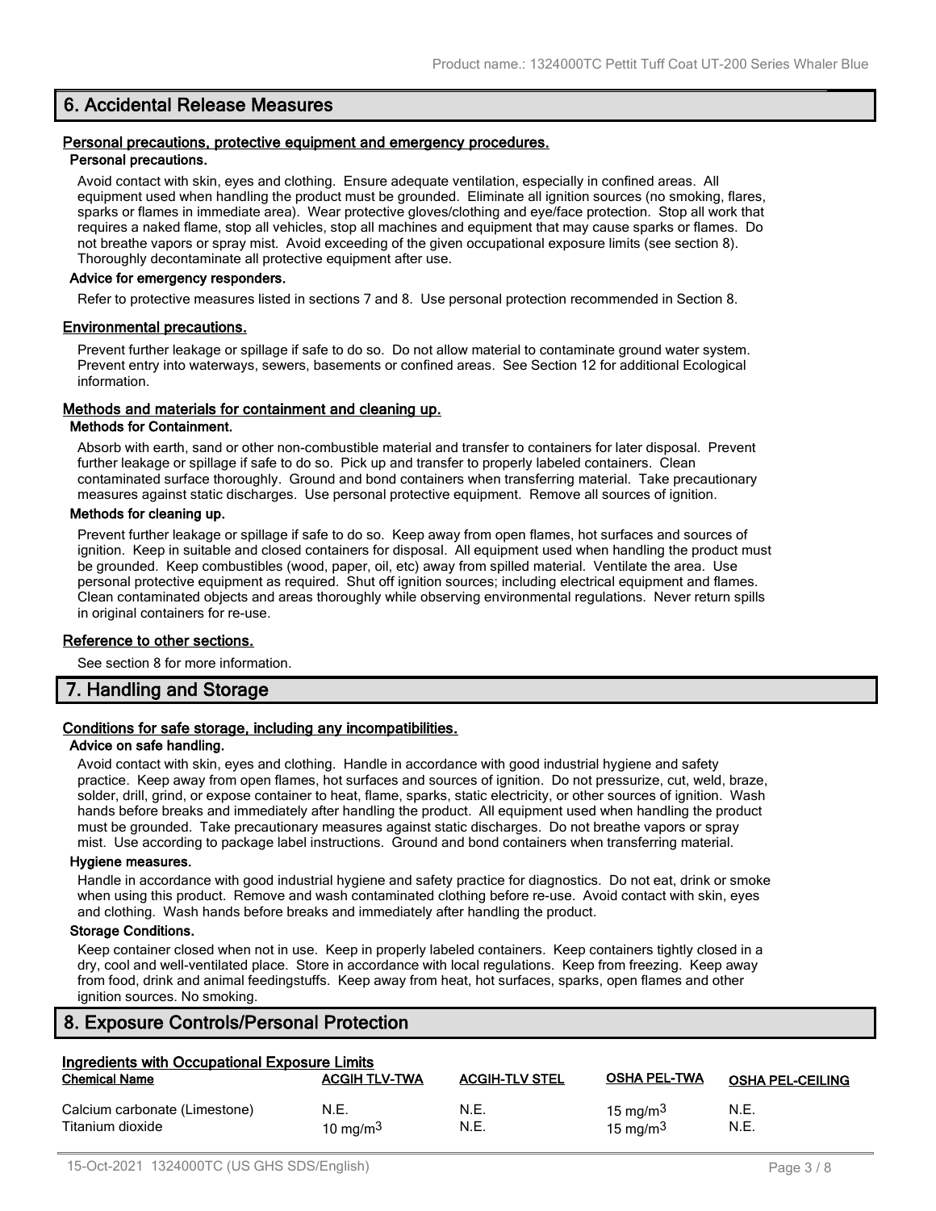## 6. Accidental Release Measures

### Personal precautions, protective equipment and emergency procedures.

#### Personal precautions.

Avoid contact with skin, eyes and clothing. Ensure adequate ventilation, especially in confined areas. All equipment used when handling the product must be grounded. Eliminate all ignition sources (no smoking, flares, sparks or flames in immediate area). Wear protective gloves/clothing and eye/face protection. Stop all work that requires a naked flame, stop all vehicles, stop all machines and equipment that may cause sparks or flames. Do not breathe vapors or spray mist. Avoid exceeding of the given occupational exposure limits (see section 8). Thoroughly decontaminate all protective equipment after use.

#### Advice for emergency responders.

Refer to protective measures listed in sections 7 and 8. Use personal protection recommended in Section 8.

### Environmental precautions.

Prevent further leakage or spillage if safe to do so. Do not allow material to contaminate ground water system. Prevent entry into waterways, sewers, basements or confined areas. See Section 12 for additional Ecological information.

### Methods and materials for containment and cleaning up.

#### Methods for Containment.

Absorb with earth, sand or other non-combustible material and transfer to containers for later disposal. Prevent further leakage or spillage if safe to do so. Pick up and transfer to properly labeled containers. Clean contaminated surface thoroughly. Ground and bond containers when transferring material. Take precautionary measures against static discharges. Use personal protective equipment. Remove all sources of ignition.

#### Methods for cleaning up.

Prevent further leakage or spillage if safe to do so. Keep away from open flames, hot surfaces and sources of ignition. Keep in suitable and closed containers for disposal. All equipment used when handling the product must be grounded. Keep combustibles (wood, paper, oil, etc) away from spilled material. Ventilate the area. Use personal protective equipment as required. Shut off ignition sources; including electrical equipment and flames. Clean contaminated objects and areas thoroughly while observing environmental regulations. Never return spills in original containers for re-use.

### Reference to other sections.

See section 8 for more information.

## 7. Handling and Storage

### Conditions for safe storage, including any incompatibilities.

#### Advice on safe handling.

Avoid contact with skin, eyes and clothing. Handle in accordance with good industrial hygiene and safety practice. Keep away from open flames, hot surfaces and sources of ignition. Do not pressurize, cut, weld, braze, solder, drill, grind, or expose container to heat, flame, sparks, static electricity, or other sources of ignition. Wash hands before breaks and immediately after handling the product. All equipment used when handling the product must be grounded. Take precautionary measures against static discharges. Do not breathe vapors or spray mist. Use according to package label instructions. Ground and bond containers when transferring material.

#### Hygiene measures.

Handle in accordance with good industrial hygiene and safety practice for diagnostics. Do not eat, drink or smoke when using this product. Remove and wash contaminated clothing before re-use. Avoid contact with skin, eyes and clothing. Wash hands before breaks and immediately after handling the product.

#### Storage Conditions.

Keep container closed when not in use. Keep in properly labeled containers. Keep containers tightly closed in a dry, cool and well-ventilated place. Store in accordance with local regulations. Keep from freezing. Keep away from food, drink and animal feedingstuffs. Keep away from heat, hot surfaces, sparks, open flames and other ignition sources. No smoking.

## 8. Exposure Controls/Personal Protection

### Ingredients with Occupational Exposure Limits

| Chemical Name | ACGIH TLV-TWA | ACGIH-TLV STEL | OSHA PEL-TWA | OSHA PEL-CEILING |
|---|---|---|---|---|
| Calcium carbonate (Limestone) | N.E. | N.E. | 15 $mg/m^3$ | N.E. |
| Titanium dioxide | 10 $mg/m^3$ | N.E. | 15 $mg/m^3$ | N.E. |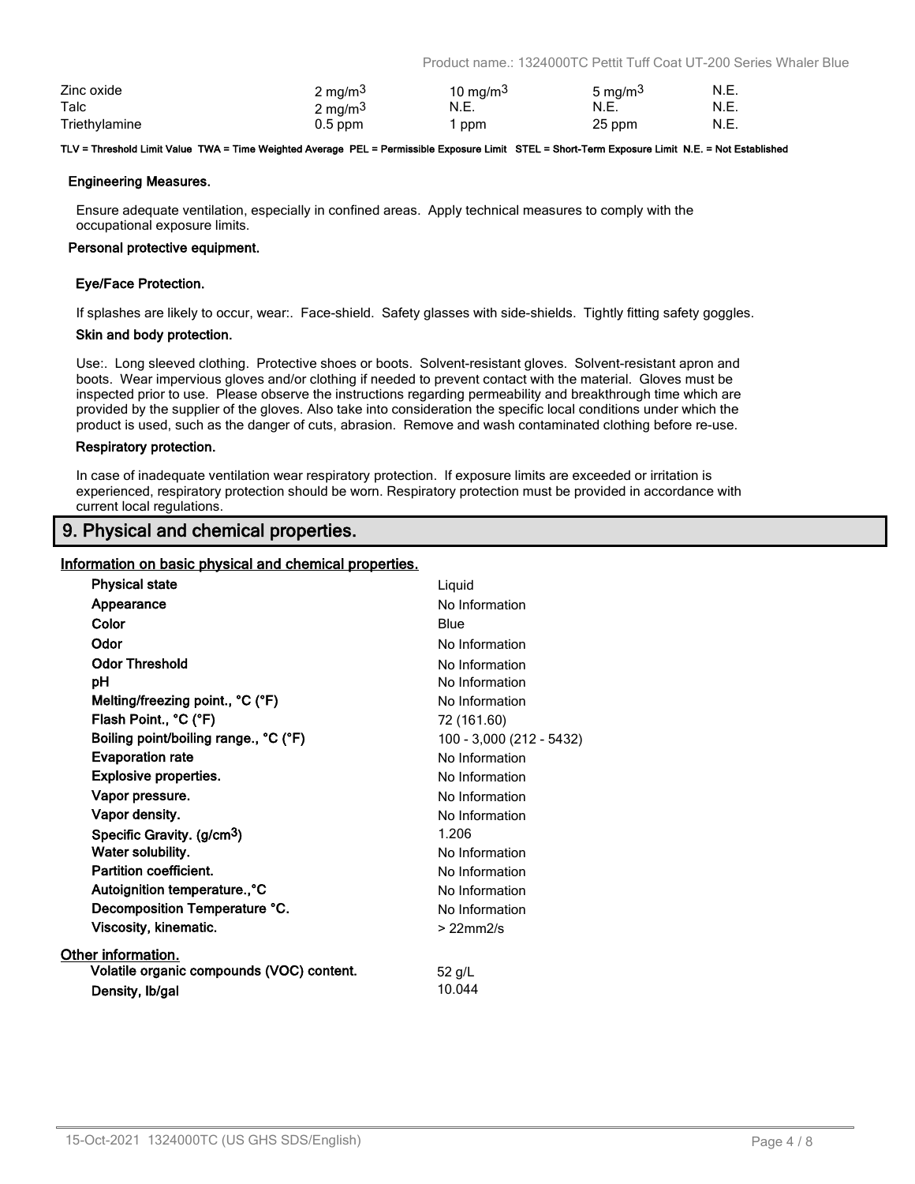| | | | | |
|---|---|---|---|---|
| Zinc oxide | 2 mg/m$^3$ | 10 mg/m$^3$ | 5 mg/m$^3$ | N.E. |
| Talc | 2 mg/m$^3$ | N.E. | N.E. | N.E. |
| Triethylamine | 0.5 ppm | 1 ppm | 25 ppm | N.E. |

**TLV = Threshold Limit Value TWA = Time Weighted Average PEL = Permissible Exposure Limit STEL = Short-Term Exposure Limit N.E. = Not Established**

**Engineering Measures.**

Ensure adequate ventilation, especially in confined areas. Apply technical measures to comply with the occupational exposure limits.

**Personal protective equipment.**

**Eye/Face Protection.**

If splashes are likely to occur, wear:. Face-shield. Safety glasses with side-shields. Tightly fitting safety goggles.

**Skin and body protection.**

Use:. Long sleeved clothing. Protective shoes or boots. Solvent-resistant gloves. Solvent-resistant apron and boots. Wear impervious gloves and/or clothing if needed to prevent contact with the material. Gloves must be inspected prior to use. Please observe the instructions regarding permeability and breakthrough time which are provided by the supplier of the gloves. Also take into consideration the specific local conditions under which the product is used, such as the danger of cuts, abrasion. Remove and wash contaminated clothing before re-use.

**Respiratory protection.**

In case of inadequate ventilation wear respiratory protection. If exposure limits are exceeded or irritation is experienced, respiratory protection should be worn. Respiratory protection must be provided in accordance with current local regulations.

## 9. Physical and chemical properties.

**Information on basic physical and chemical properties.**

| | |
|---|---|
| **Physical state** | Liquid |
| **Appearance** | No Information |
| **Color** | Blue |
| **Odor** | No Information |
| **Odor Threshold** | No Information |
| **pH** | No Information |
| **Melting/freezing point., °C (°F)** | No Information |
| **Flash Point., °C (°F)** | 72 (161.60) |
| **Boiling point/boiling range., °C (°F)** | 100 - 3,000 (212 - 5432) |
| **Evaporation rate** | No Information |
| **Explosive properties.** | No Information |
| **Vapor pressure.** | No Information |
| **Vapor density.** | No Information |
| **Specific Gravity. (g/cm$^3$)** | 1.206 |
| **Water solubility.** | No Information |
| **Partition coefficient.** | No Information |
| **Autoignition temperature.,°C** | No Information |
| **Decomposition Temperature °C.** | No Information |
| **Viscosity, kinematic.** | > 22mm2/s |

**Other information.**

| | |
|---|---|
| **Volatile organic compounds (VOC) content.** | 52 g/L |
| **Density, lb/gal** | 10.044 |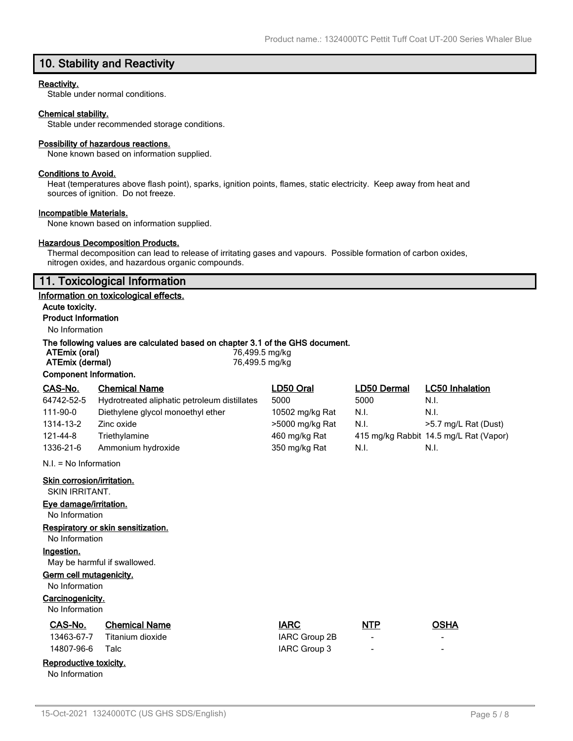## 10. Stability and Reactivity

**Reactivity.**

Stable under normal conditions.

**Chemical stability.**

Stable under recommended storage conditions.

**Possibility of hazardous reactions.**

None known based on information supplied.

**Conditions to Avoid.**

Heat (temperatures above flash point), sparks, ignition points, flames, static electricity. Keep away from heat and sources of ignition. Do not freeze.

**Incompatible Materials.**

None known based on information supplied.

**Hazardous Decomposition Products.**

Thermal decomposition can lead to release of irritating gases and vapours. Possible formation of carbon oxides, nitrogen oxides, and hazardous organic compounds.

## 11. Toxicological Information

**Information on toxicological effects.**

**Acute toxicity.**

**Product Information**

No Information

**The following values are calculated based on chapter 3.1 of the GHS document.**

| | |
|---|---|
| **ATEmix (oral)** | 76,499.5 mg/kg |
| **ATEmix (dermal)** | 76,499.5 mg/kg |

**Component Information.**

| CAS-No. | Chemical Name | LD50 Oral | LD50 Dermal | LC50 Inhalation |
|---|---|---|---|---|
| 64742-52-5 | Hydrotreated aliphatic petroleum distillates | 5000 | 5000 | N.I. |
| 111-90-0 | Diethylene glycol monoethyl ether | 10502 mg/kg Rat | N.I. | N.I. |
| 1314-13-2 | Zinc oxide | >5000 mg/kg Rat | N.I. | >5.7 mg/L Rat (Dust) |
| 121-44-8 | Triethylamine | 460 mg/kg Rat | 415 mg/kg Rabbit | 14.5 mg/L Rat (Vapor) |
| 1336-21-6 | Ammonium hydroxide | 350 mg/kg Rat | N.I. | N.I. |

N.I. = No Information

**Skin corrosion/irritation.**

SKIN IRRITANT.

**Eye damage/irritation.**

No Information

**Respiratory or skin sensitization.**

No Information

**Ingestion.**

May be harmful if swallowed.

**Germ cell mutagenicity.**

No Information

**Carcinogenicity.**

No Information

| CAS-No. | Chemical Name | IARC | NTP | OSHA |
|---|---|---|---|---|
| 13463-67-7 | Titanium dioxide | IARC Group 2B | - | - |
| 14807-96-6 | Talc | IARC Group 3 | - | - |

**Reproductive toxicity.**

No Information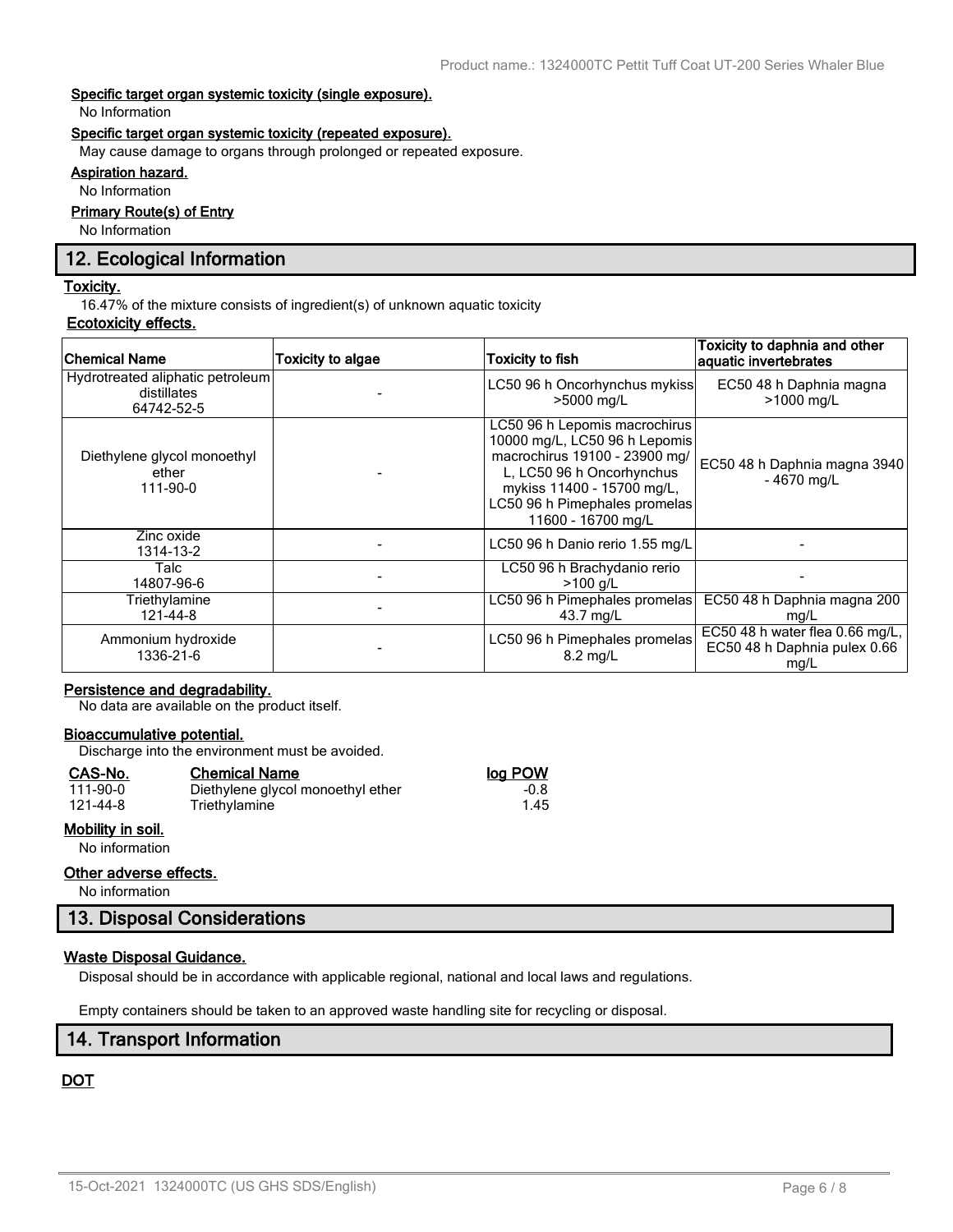#### Specific target organ systemic toxicity (single exposure).

No Information

#### Specific target organ systemic toxicity (repeated exposure).

May cause damage to organs through prolonged or repeated exposure.

#### Aspiration hazard.

No Information

#### Primary Route(s) of Entry

No Information

## 12. Ecological Information

#### Toxicity.

16.47% of the mixture consists of ingredient(s) of unknown aquatic toxicity

#### Ecotoxicity effects.

| Chemical Name | Toxicity to algae | Toxicity to fish | Toxicity to daphnia and other aquatic invertebrates |
|---|---|---|---|
| Hydrotreated aliphatic petroleum distillates 64742-52-5 | - | LC50 96 h Oncorhynchus mykiss >5000 mg/L | EC50 48 h Daphnia magna >1000 mg/L |
| Diethylene glycol monoethyl ether 111-90-0 | - | LC50 96 h Lepomis macrochirus 10000 mg/L, LC50 96 h Lepomis macrochirus 19100 - 23900 mg/L, LC50 96 h Oncorhynchus mykiss 11400 - 15700 mg/L, LC50 96 h Pimephales promelas 11600 - 16700 mg/L | EC50 48 h Daphnia magna 3940 - 4670 mg/L |
| Zinc oxide 1314-13-2 | - | LC50 96 h Danio rerio 1.55 mg/L | - |
| Talc 14807-96-6 | - | LC50 96 h Brachydanio rerio >100 g/L | - |
| Triethylamine 121-44-8 | - | LC50 96 h Pimephales promelas 43.7 mg/L | EC50 48 h Daphnia magna 200 mg/L |
| Ammonium hydroxide 1336-21-6 | - | LC50 96 h Pimephales promelas 8.2 mg/L | EC50 48 h water flea 0.66 mg/L, EC50 48 h Daphnia pulex 0.66 mg/L |

#### Persistence and degradability.

No data are available on the product itself.

#### Bioaccumulative potential.

Discharge into the environment must be avoided.

| CAS-No. | Chemical Name | log POW |
|---|---|---|
| 111-90-0 | Diethylene glycol monoethyl ether | -0.8 |
| 121-44-8 | Triethylamine | 1.45 |

#### Mobility in soil.

No information

#### Other adverse effects.

No information

## 13. Disposal Considerations

#### Waste Disposal Guidance.

Disposal should be in accordance with applicable regional, national and local laws and regulations.

Empty containers should be taken to an approved waste handling site for recycling or disposal.

## 14. Transport Information

#### DOT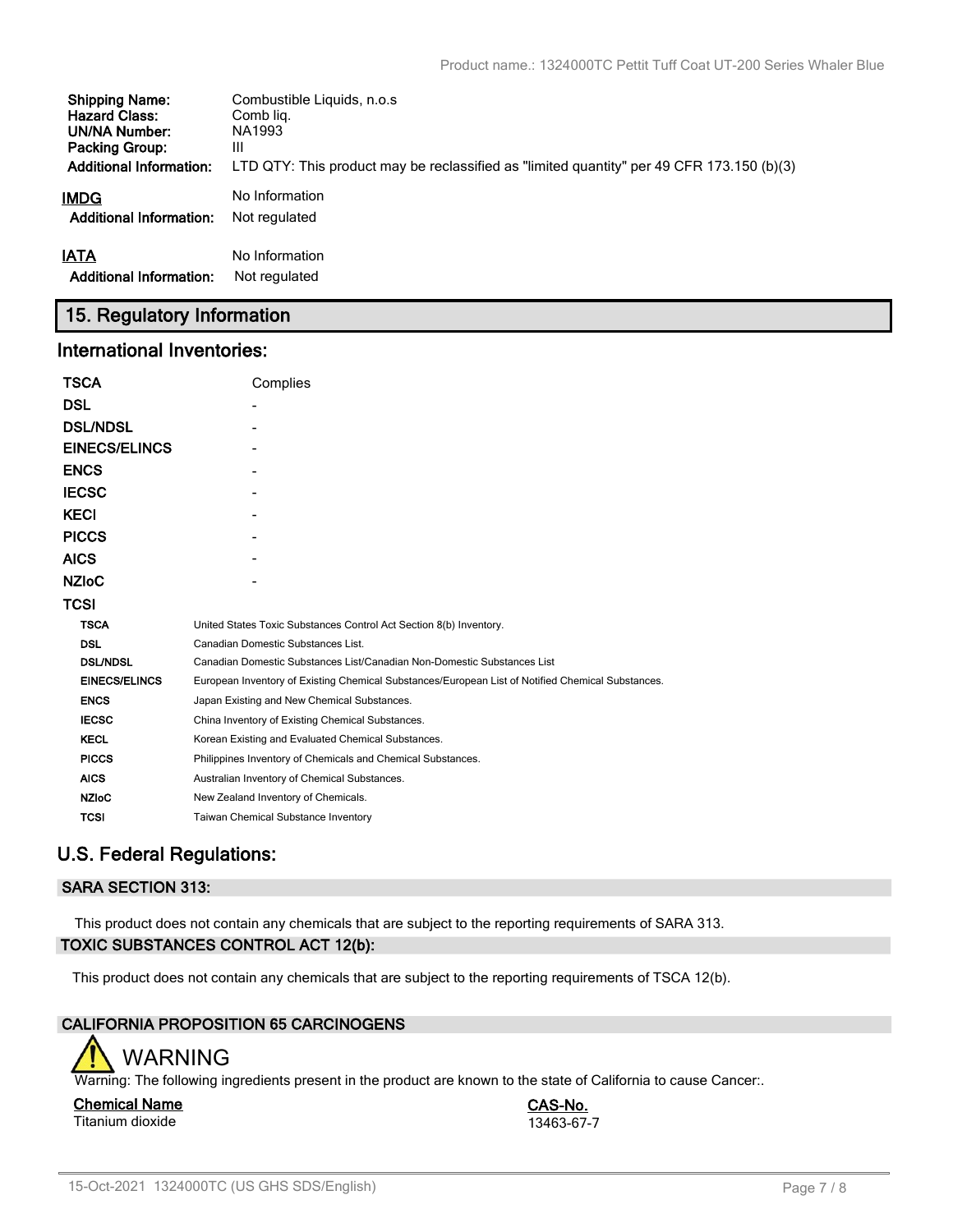| | |
|---|---|
| **Shipping Name:** | Combustible Liquids, n.o.s |
| **Hazard Class:** | Comb liq. |
| **UN/NA Number:** | NA1993 |
| **Packing Group:** | III |
| **Additional Information:** | LTD QTY: This product may be reclassified as "limited quantity" per 49 CFR 173.150 (b)(3) |

**IMDG** No Information

**Additional Information:** Not regulated

**IATA** No Information

**Additional Information:** Not regulated

## 15. Regulatory Information

### International Inventories:

| | |
|---|---|
| **TSCA** | Complies |
| **DSL** | - |
| **DSL/NDSL** | - |
| **EINECS/ELINCS** | - |
| **ENCS** | - |
| **IECSC** | - |
| **KECI** | - |
| **PICCS** | - |
| **AICS** | - |
| **NZIoC** | - |
| **TCSI** | |

| | |
|---|---|
| **TSCA** | United States Toxic Substances Control Act Section 8(b) Inventory. |
| **DSL** | Canadian Domestic Substances List. |
| **DSL/NDSL** | Canadian Domestic Substances List/Canadian Non-Domestic Substances List |
| **EINECS/ELINCS** | European Inventory of Existing Chemical Substances/European List of Notified Chemical Substances. |
| **ENCS** | Japan Existing and New Chemical Substances. |
| **IECSC** | China Inventory of Existing Chemical Substances. |
| **KECL** | Korean Existing and Evaluated Chemical Substances. |
| **PICCS** | Philippines Inventory of Chemicals and Chemical Substances. |
| **AICS** | Australian Inventory of Chemical Substances. |
| **NZIoC** | New Zealand Inventory of Chemicals. |
| **TCSI** | Taiwan Chemical Substance Inventory |

### U.S. Federal Regulations:

#### SARA SECTION 313:

This product does not contain any chemicals that are subject to the reporting requirements of SARA 313.

#### TOXIC SUBSTANCES CONTROL ACT 12(b):

This product does not contain any chemicals that are subject to the reporting requirements of TSCA 12(b).

#### CALIFORNIA PROPOSITION 65 CARCINOGENS

WARNING

Warning: The following ingredients present in the product are known to the state of California to cause Cancer:.

| Chemical Name | CAS-No. |
|---|---|
| Titanium dioxide | 13463-67-7 |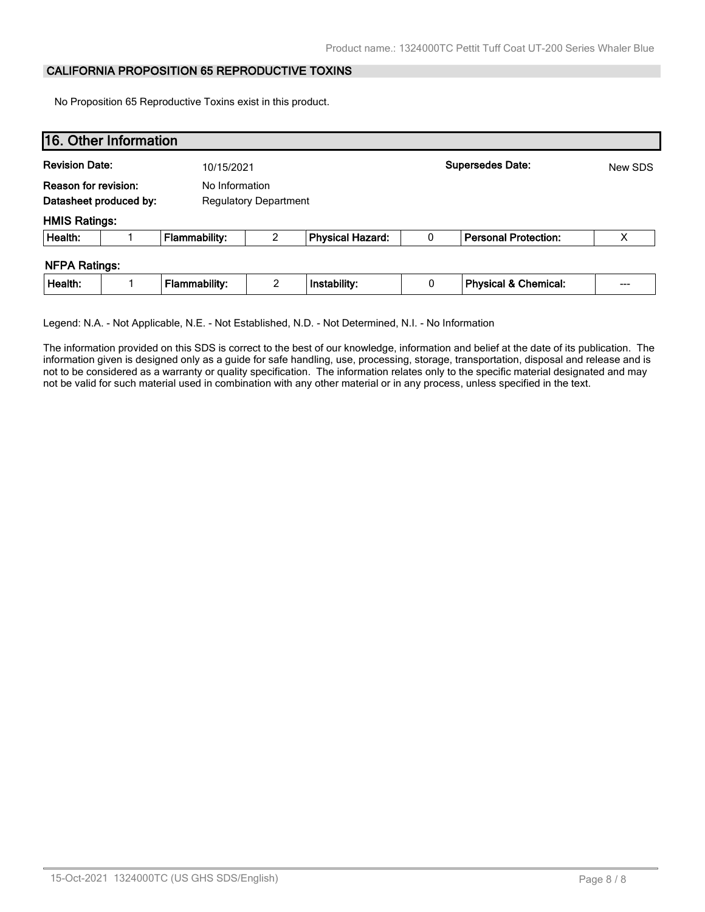### CALIFORNIA PROPOSITION 65 REPRODUCTIVE TOXINS

No Proposition 65 Reproductive Toxins exist in this product.

## 16. Other Information

**Revision Date:** 10/15/2021 **Supersedes Date:** New SDS

**Reason for revision:** No Information

**Datasheet produced by:** Regulatory Department

**HMIS Ratings:**

| | | | | | | | |
|---|---|---|---|---|---|---|---|
| **Health:** | 1 | **Flammability:** | 2 | **Physical Hazard:** | 0 | **Personal Protection:** | X |

**NFPA Ratings:**

| | | | | | | | |
|---|---|---|---|---|---|---|---|
| **Health:** | 1 | **Flammability:** | 2 | **Instability:** | 0 | **Physical & Chemical:** | --- |

Legend: N.A. - Not Applicable, N.E. - Not Established, N.D. - Not Determined, N.I. - No Information

The information provided on this SDS is correct to the best of our knowledge, information and belief at the date of its publication. The information given is designed only as a guide for safe handling, use, processing, storage, transportation, disposal and release and is not to be considered as a warranty or quality specification. The information relates only to the specific material designated and may not be valid for such material used in combination with any other material or in any process, unless specified in the text.